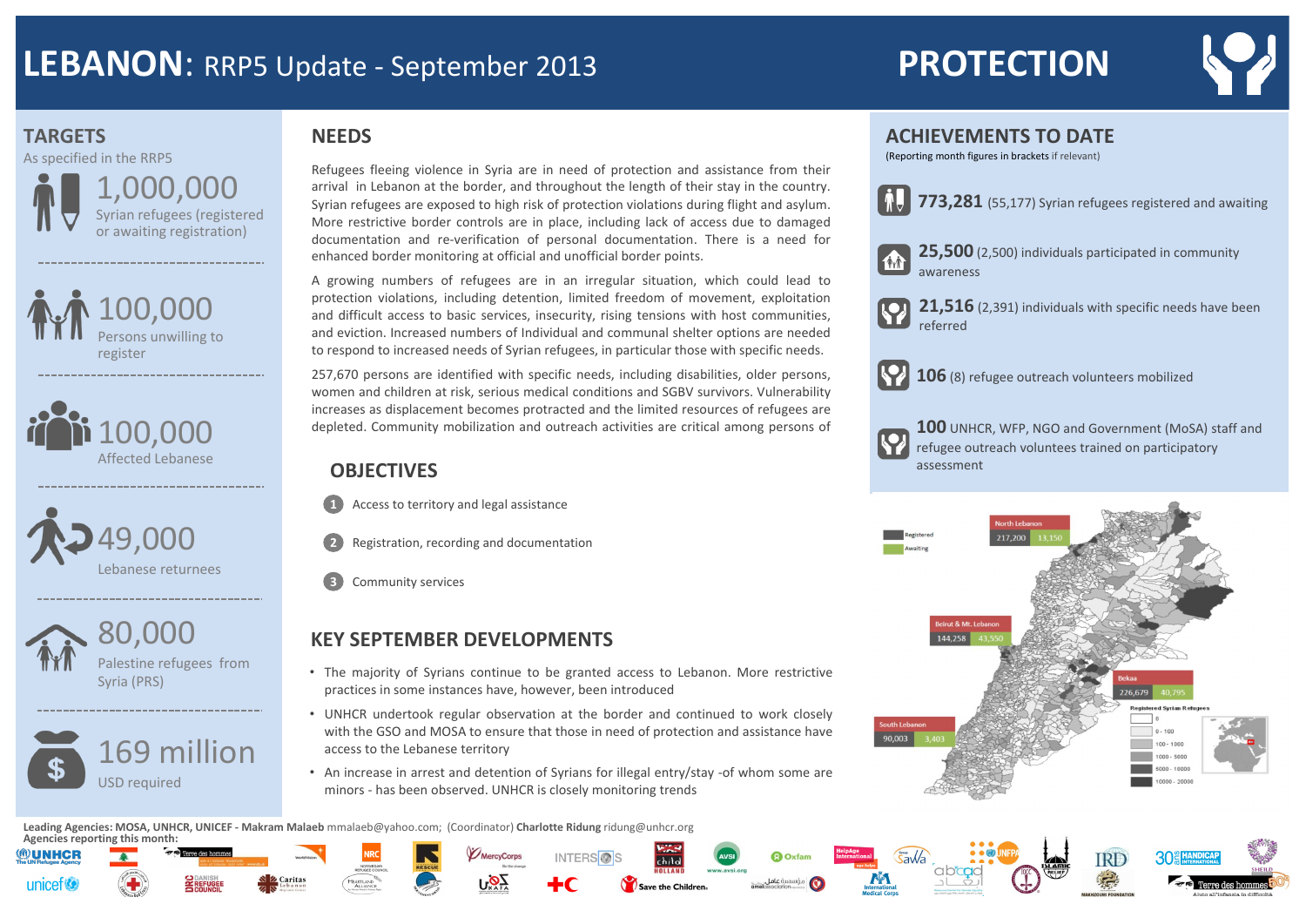# LEBANON: RRP5 Update - September 2013

# PROTECTION

## TARGETS

As specified in the RRP5

**1,000,000** Syrian refugees (registered or awaiting registration)

**100,000** Persons unwilling to register

**100,000** Affected Lebanese

**49,000** Lebanese returnees

**80,000** Palestine refugees from Syria (PRS)

**169 million** USD required

## NEEDS

Refugees fleeing violence in Syria are in need of protection and assistance from their arrival in Lebanon at the border, and throughout the length of their stay in the country. Syrian refugees are exposed to high risk of protection violations during flight and asylum. More restrictive border controls are in place, including lack of access due to damaged documentation and re-verification of personal documentation. There is a need for enhanced border monitoring at official and unofficial border points.

A growing numbers of refugees are in an irregular situation, which could lead to protection violations, including detention, limited freedom of movement, exploitation and difficult access to basic services, insecurity, rising tensions with host communities, and eviction. Increased numbers of Individual and communal shelter options are needed to respond to increased needs of Syrian refugees, in particular those with specific needs.

257,670 persons are identified with specific needs, including disabilities, older persons, women and children at risk, serious medical conditions and SGBV survivors. Vulnerability increases as displacement becomes protracted and the limited resources of refugees are depleted. Community mobilization and outreach activities are critical among persons of

## OBJECTIVES

1. Access to territory and legal assistance
2. Registration, recording and documentation
3. Community services

## KEY SEPTEMBER DEVELOPMENTS

- The majority of Syrians continue to be granted access to Lebanon. More restrictive practices in some instances have, however, been introduced
- UNHCR undertook regular observation at the border and continued to work closely with the GSO and MOSA to ensure that those in need of protection and assistance have access to the Lebanese territory
- An increase in arrest and detention of Syrians for illegal entry/stay -of whom some are minors - has been observed. UNHCR is closely monitoring trends

## ACHIEVEMENTS TO DATE

(Reporting month figures in brackets if relevant)

**773,281** (55,177) Syrian refugees registered and awaiting

**25,500** (2,500) individuals participated in community awareness

**21,516** (2,391) individuals with specific needs have been referred

**106** (8) refugee outreach volunteers mobilized

**100** UNHCR, WFP, NGO and Government (MoSA) staff and refugee outreach volunteers trained on participatory assessment

| Region | Registered | Awaiting |
|---|---|---|
| North Lebanon | 217,200 | 13,150 |
| Beirut & Mt. Lebanon | 144,258 | 43,550 |
| Bekaa | 226,679 | 40,795 |
| South Lebanon | 90,003 | 3,403 |

Registered Syrian Refugees: 0; 0 - 100; 100 - 1000; 1000 - 5000; 5000 - 10000; 10000 - 20000

**Leading Agencies:** MOSA, UNHCR, UNICEF - **Makram Malaeb** mmalaeb@yahoo.com; (Coordinator) **Charlotte Ridung** ridung@unhcr.org

**Agencies reporting this month:**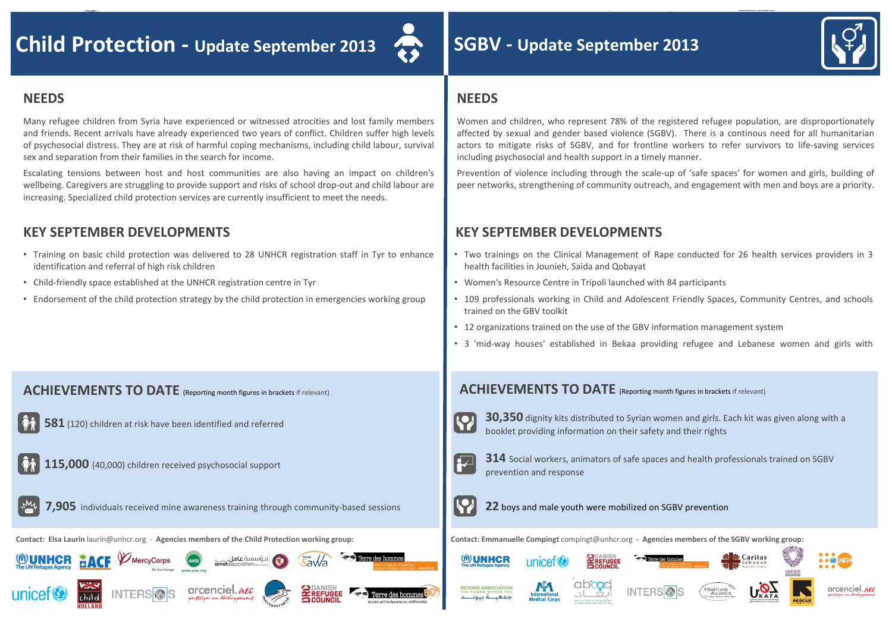# Child Protection - Update September 2013

## NEEDS

Many refugee children from Syria have experienced or witnessed atrocities and lost family members and friends. Recent arrivals have already experienced two years of conflict. Children suffer high levels of psychosocial distress. They are at risk of harmful coping mechanisms, including child labour, survival sex and separation from their families in the search for income.

Escalating tensions between host and host communities are also having an impact on children's wellbeing. Caregivers are struggling to provide support and risks of school drop-out and child labour are increasing. Specialized child protection services are currently insufficient to meet the needs.

## KEY SEPTEMBER DEVELOPMENTS

- Training on basic child protection was delivered to 28 UNHCR registration staff in Tyr to enhance identification and referral of high risk children
- Child-friendly space established at the UNHCR registration centre in Tyr
- Endorsement of the child protection strategy by the child protection in emergencies working group

## ACHIEVEMENTS TO DATE (Reporting month figures in brackets if relevant)

**581** (120) children at risk have been identified and referred

**115,000** (40,000) children received psychosocial support

**7,905** individuals received mine awareness training through community-based sessions

**Contact: Elsa Laurin** laurin@unhcr.org - **Agencies members of the Child Protection working group:**

UNHCR, ACF, MercyCorps, AVSI, Amel Association, Sawa, Terre des hommes, unicef, War Child Holland, INTERSOS, arcenciel, Danish Refugee Council, Terre des hommes

# SGBV - Update September 2013

## NEEDS

Women and children, who represent 78% of the registered refugee population, are disproportionately affected by sexual and gender based violence (SGBV). There is a continous need for all humanitarian actors to mitigate risks of SGBV, and for frontline workers to refer survivors to life-saving services including psychosocial and health support in a timely manner.

Prevention of violence including through the scale-up of 'safe spaces' for women and girls, building of peer networks, strengthening of community outreach, and engagement with men and boys are a priority.

## KEY SEPTEMBER DEVELOPMENTS

- Two trainings on the Clinical Management of Rape conducted for 26 health services providers in 3 health facilities in Jounieh, Saida and Qobayat
- Women's Resource Centre in Tripoli launched with 84 participants
- 109 professionals working in Child and Adolescent Friendly Spaces, Community Centres, and schools trained on the GBV toolkit
- 12 organizations trained on the use of the GBV information management system
- 3 'mid-way houses' established in Bekaa providing refugee and Lebanese women and girls with

## ACHIEVEMENTS TO DATE (Reporting month figures in brackets if relevant)

**30,350** dignity kits distributed to Syrian women and girls. Each kit was given along with a booklet providing information on their safety and their rights

**314** Social workers, animators of safe spaces and health professionals trained on SGBV prevention and response

**22** boys and male youth were mobilized on SGBV prevention

**Contact: Emmanuelle Compingt** compingt@unhcr.org - **Agencies members of the SGBV working group:**

UNHCR, unicef, Danish Refugee Council, Terre des hommes, Caritas Lebanon, SHEILD, UNFPA, Beyond Association, International Medical Corps, abaad, INTERSOS, Heartland Alliance, KAFA, International Rescue Committee, arcenciel